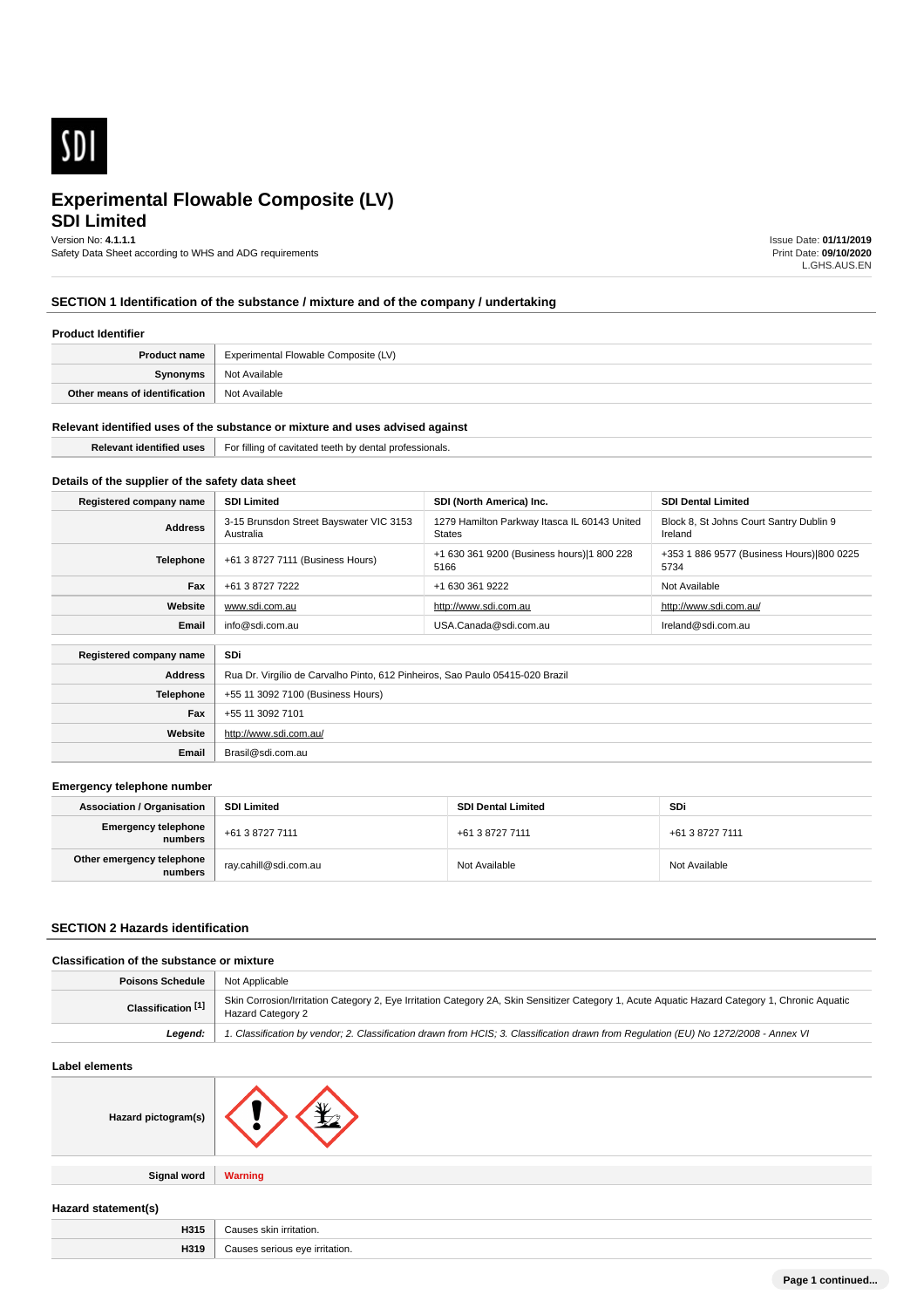SDI

# Experimental Flowable Composite (LV)

## SDI Limited

Version No: **4.1.1.1**
Safety Data Sheet according to WHS and ADG requirements

Issue Date: **01/11/2019**
Print Date: **09/10/2020**
L.GHS.AUS.EN

## SECTION 1 Identification of the substance / mixture and of the company / undertaking

### Product Identifier

| | |
|---|---|
| **Product name** | Experimental Flowable Composite (LV) |
| **Synonyms** | Not Available |
| **Other means of identification** | Not Available |

### Relevant identified uses of the substance or mixture and uses advised against

| | |
|---|---|
| **Relevant identified uses** | For filling of cavitated teeth by dental professionals. |

### Details of the supplier of the safety data sheet

| **Registered company name** | **SDI Limited** | **SDI (North America) Inc.** | **SDI Dental Limited** |
|---|---|---|---|
| **Address** | 3-15 Brunsdon Street Bayswater VIC 3153 Australia | 1279 Hamilton Parkway Itasca IL 60143 United States | Block 8, St Johns Court Santry Dublin 9 Ireland |
| **Telephone** | +61 3 8727 7111 (Business Hours) | +1 630 361 9200 (Business hours)\|1 800 228 5166 | +353 1 886 9577 (Business Hours)\|800 0225 5734 |
| **Fax** | +61 3 8727 7222 | +1 630 361 9222 | Not Available |
| **Website** | www.sdi.com.au | http://www.sdi.com.au | http://www.sdi.com.au/ |
| **Email** | info@sdi.com.au | USA.Canada@sdi.com.au | Ireland@sdi.com.au |

| **Registered company name** | **SDi** |
|---|---|
| **Address** | Rua Dr. Virgílio de Carvalho Pinto, 612 Pinheiros, Sao Paulo 05415-020 Brazil |
| **Telephone** | +55 11 3092 7100 (Business Hours) |
| **Fax** | +55 11 3092 7101 |
| **Website** | http://www.sdi.com.au/ |
| **Email** | Brasil@sdi.com.au |

### Emergency telephone number

| **Association / Organisation** | **SDI Limited** | **SDI Dental Limited** | **SDi** |
|---|---|---|---|
| **Emergency telephone numbers** | +61 3 8727 7111 | +61 3 8727 7111 | +61 3 8727 7111 |
| **Other emergency telephone numbers** | ray.cahill@sdi.com.au | Not Available | Not Available |

## SECTION 2 Hazards identification

### Classification of the substance or mixture

| | |
|---|---|
| **Poisons Schedule** | Not Applicable |
| **Classification [1]** | Skin Corrosion/Irritation Category 2, Eye Irritation Category 2A, Skin Sensitizer Category 1, Acute Aquatic Hazard Category 1, Chronic Aquatic Hazard Category 2 |
| ***Legend:*** | *1. Classification by vendor; 2. Classification drawn from HCIS; 3. Classification drawn from Regulation (EU) No 1272/2008 - Annex VI* |

### Label elements

| | |
|---|---|
| **Hazard pictogram(s)** | |
| **Signal word** | **Warning** |

### Hazard statement(s)

| | |
|---|---|
| **H315** | Causes skin irritation. |
| **H319** | Causes serious eye irritation. |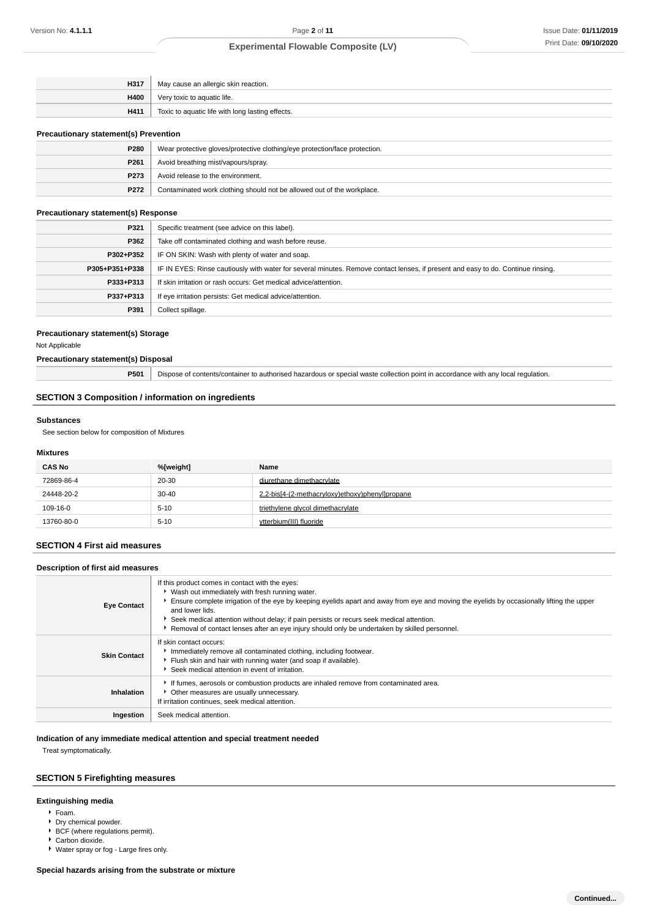| | |
|---|---|
| **H317** | May cause an allergic skin reaction. |
| **H400** | Very toxic to aquatic life. |
| **H411** | Toxic to aquatic life with long lasting effects. |

### Precautionary statement(s) Prevention

| | |
|---|---|
| **P280** | Wear protective gloves/protective clothing/eye protection/face protection. |
| **P261** | Avoid breathing mist/vapours/spray. |
| **P273** | Avoid release to the environment. |
| **P272** | Contaminated work clothing should not be allowed out of the workplace. |

### Precautionary statement(s) Response

| | |
|---|---|
| **P321** | Specific treatment (see advice on this label). |
| **P362** | Take off contaminated clothing and wash before reuse. |
| **P302+P352** | IF ON SKIN: Wash with plenty of water and soap. |
| **P305+P351+P338** | IF IN EYES: Rinse cautiously with water for several minutes. Remove contact lenses, if present and easy to do. Continue rinsing. |
| **P333+P313** | If skin irritation or rash occurs: Get medical advice/attention. |
| **P337+P313** | If eye irritation persists: Get medical advice/attention. |
| **P391** | Collect spillage. |

### Precautionary statement(s) Storage

Not Applicable

### Precautionary statement(s) Disposal

| | |
|---|---|
| **P501** | Dispose of contents/container to authorised hazardous or special waste collection point in accordance with any local regulation. |

## SECTION 3 Composition / information on ingredients

### Substances

See section below for composition of Mixtures

### Mixtures

| CAS No | %[weight] | Name |
|---|---|---|
| 72869-86-4 | 20-30 | diurethane dimethacrylate |
| 24448-20-2 | 30-40 | 2,2-bis[4-(2-methacryloxy)ethoxy)phenyl]propane |
| 109-16-0 | 5-10 | triethylene glycol dimethacrylate |
| 13760-80-0 | 5-10 | ytterbium(III) fluoride |

## SECTION 4 First aid measures

### Description of first aid measures

| | |
|---|---|
| **Eye Contact** | If this product comes in contact with the eyes:<br>- Wash out immediately with fresh running water.<br>- Ensure complete irrigation of the eye by keeping eyelids apart and away from eye and moving the eyelids by occasionally lifting the upper and lower lids.<br>- Seek medical attention without delay; if pain persists or recurs seek medical attention.<br>- Removal of contact lenses after an eye injury should only be undertaken by skilled personnel. |
| **Skin Contact** | If skin contact occurs:<br>- Immediately remove all contaminated clothing, including footwear.<br>- Flush skin and hair with running water (and soap if available).<br>- Seek medical attention in event of irritation. |
| **Inhalation** | - If fumes, aerosols or combustion products are inhaled remove from contaminated area.<br>- Other measures are usually unnecessary.<br>If irritation continues, seek medical attention. |
| **Ingestion** | Seek medical attention. |

### Indication of any immediate medical attention and special treatment needed

Treat symptomatically.

## SECTION 5 Firefighting measures

### Extinguishing media

- Foam.
- Dry chemical powder.
- BCF (where regulations permit).
- Carbon dioxide.
- Water spray or fog - Large fires only.

### Special hazards arising from the substrate or mixture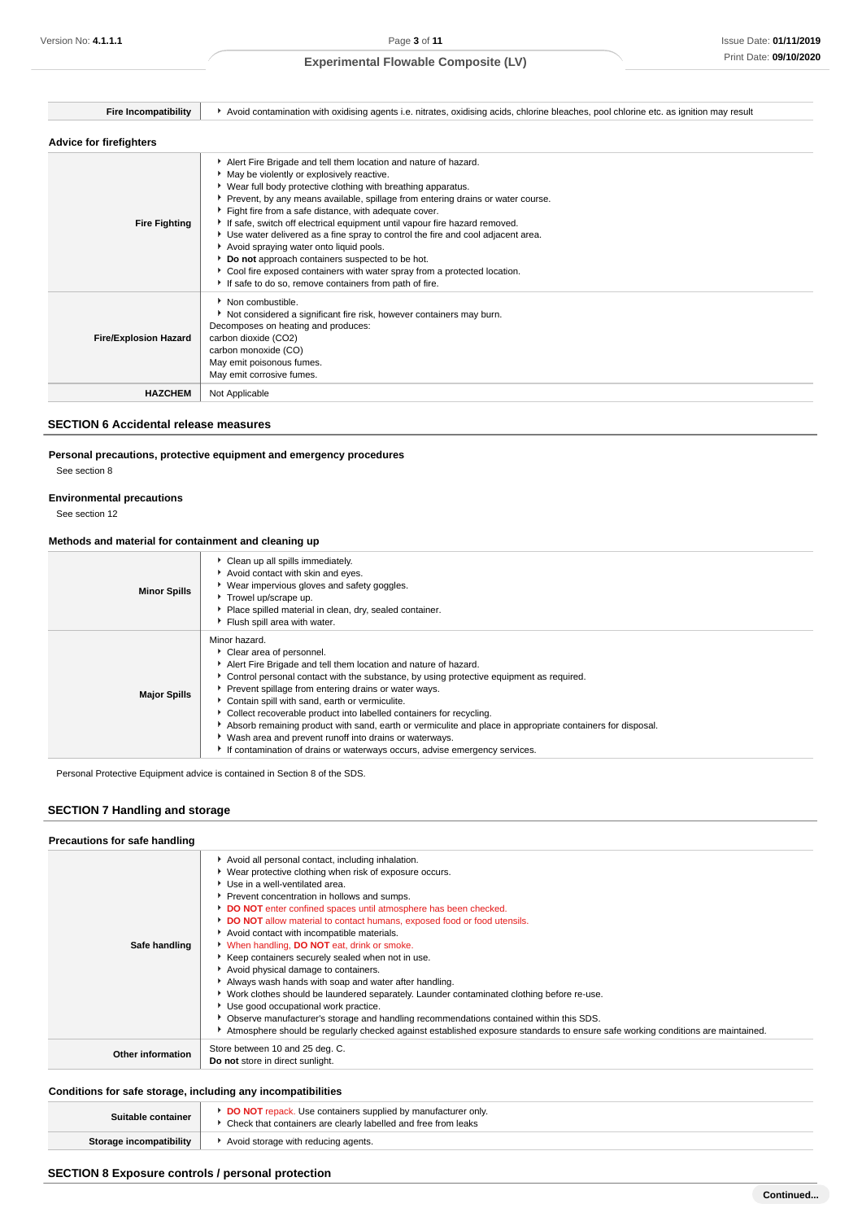| | |
|---|---|
| **Fire Incompatibility** | Avoid contamination with oxidising agents i.e. nitrates, oxidising acids, chlorine bleaches, pool chlorine etc. as ignition may result |

### Advice for firefighters

| | |
|---|---|
| **Fire Fighting** | ▸ Alert Fire Brigade and tell them location and nature of hazard.<br>▸ May be violently or explosively reactive.<br>▸ Wear full body protective clothing with breathing apparatus.<br>▸ Prevent, by any means available, spillage from entering drains or water course.<br>▸ Fight fire from a safe distance, with adequate cover.<br>▸ If safe, switch off electrical equipment until vapour fire hazard removed.<br>▸ Use water delivered as a fine spray to control the fire and cool adjacent area.<br>▸ Avoid spraying water onto liquid pools.<br>▸ **Do not** approach containers suspected to be hot.<br>▸ Cool fire exposed containers with water spray from a protected location.<br>▸ If safe to do so, remove containers from path of fire. |
| **Fire/Explosion Hazard** | ▸ Non combustible.<br>▸ Not considered a significant fire risk, however containers may burn.<br>Decomposes on heating and produces:<br>carbon dioxide ($CO_2$)<br>carbon monoxide (CO)<br>May emit poisonous fumes.<br>May emit corrosive fumes. |
| **HAZCHEM** | Not Applicable |

## SECTION 6 Accidental release measures

### Personal precautions, protective equipment and emergency procedures

See section 8

### Environmental precautions

See section 12

### Methods and material for containment and cleaning up

| | |
|---|---|
| **Minor Spills** | ▸ Clean up all spills immediately.<br>▸ Avoid contact with skin and eyes.<br>▸ Wear impervious gloves and safety goggles.<br>▸ Trowel up/scrape up.<br>▸ Place spilled material in clean, dry, sealed container.<br>▸ Flush spill area with water. |
| **Major Spills** | Minor hazard.<br>▸ Clear area of personnel.<br>▸ Alert Fire Brigade and tell them location and nature of hazard.<br>▸ Control personal contact with the substance, by using protective equipment as required.<br>▸ Prevent spillage from entering drains or water ways.<br>▸ Contain spill with sand, earth or vermiculite.<br>▸ Collect recoverable product into labelled containers for recycling.<br>▸ Absorb remaining product with sand, earth or vermiculite and place in appropriate containers for disposal.<br>▸ Wash area and prevent runoff into drains or waterways.<br>▸ If contamination of drains or waterways occurs, advise emergency services. |

Personal Protective Equipment advice is contained in Section 8 of the SDS.

## SECTION 7 Handling and storage

### Precautions for safe handling

| | |
|---|---|
| **Safe handling** | ▸ Avoid all personal contact, including inhalation.<br>▸ Wear protective clothing when risk of exposure occurs.<br>▸ Use in a well-ventilated area.<br>▸ Prevent concentration in hollows and sumps.<br>▸ **DO NOT** enter confined spaces until atmosphere has been checked.<br>▸ **DO NOT** allow material to contact humans, exposed food or food utensils.<br>▸ Avoid contact with incompatible materials.<br>▸ When handling, **DO NOT** eat, drink or smoke.<br>▸ Keep containers securely sealed when not in use.<br>▸ Avoid physical damage to containers.<br>▸ Always wash hands with soap and water after handling.<br>▸ Work clothes should be laundered separately. Launder contaminated clothing before re-use.<br>▸ Use good occupational work practice.<br>▸ Observe manufacturer's storage and handling recommendations contained within this SDS.<br>▸ Atmosphere should be regularly checked against established exposure standards to ensure safe working conditions are maintained. |
| **Other information** | Store between 10 and 25 deg. C.<br>**Do not** store in direct sunlight. |

### Conditions for safe storage, including any incompatibilities

| | |
|---|---|
| **Suitable container** | ▸ **DO NOT** repack. Use containers supplied by manufacturer only.<br>▸ Check that containers are clearly labelled and free from leaks |
| **Storage incompatibility** | ▸ Avoid storage with reducing agents. |

## SECTION 8 Exposure controls / personal protection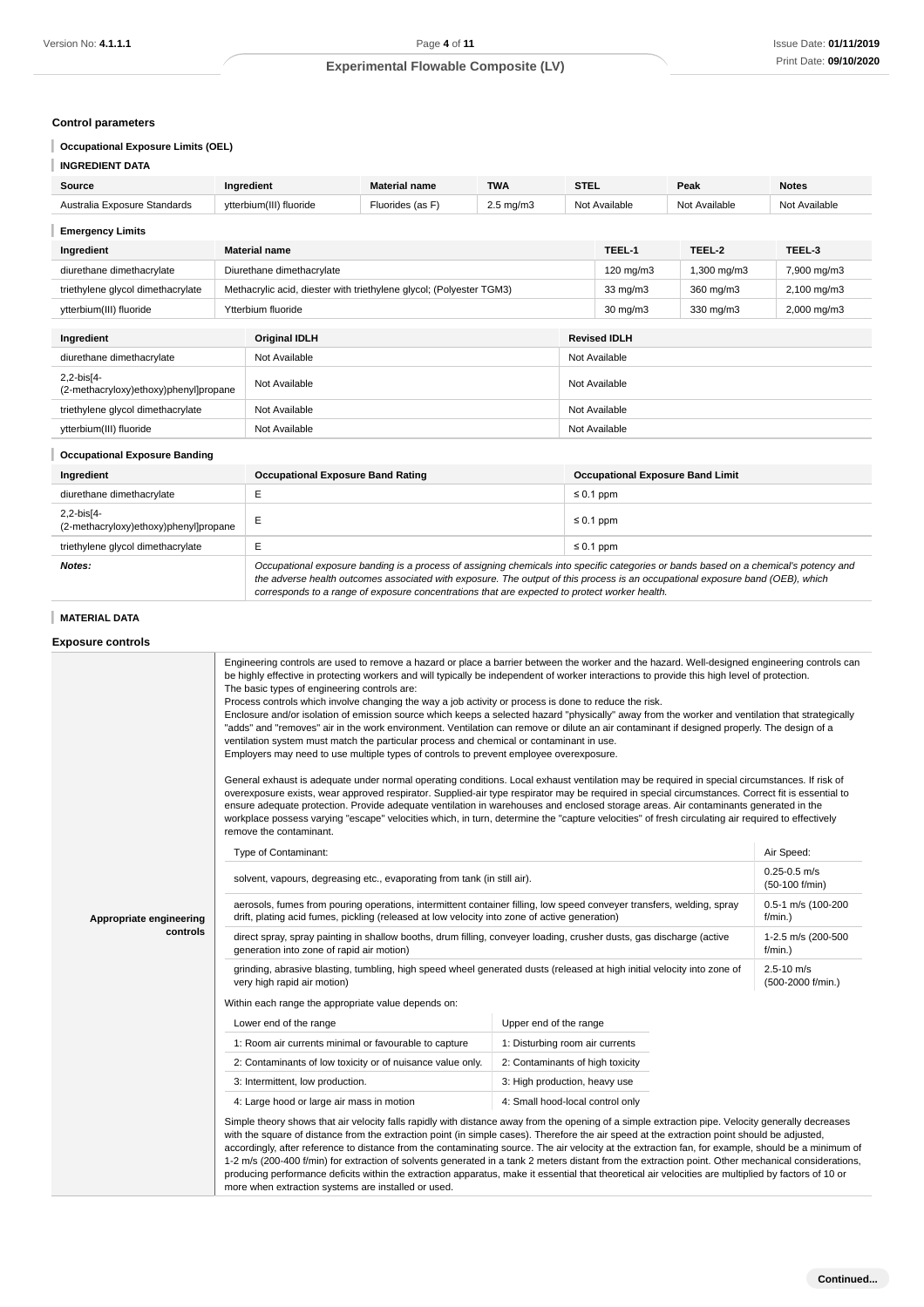### Control parameters

#### Occupational Exposure Limits (OEL)

#### INGREDIENT DATA

| Source | Ingredient | Material name | TWA | STEL | Peak | Notes |
|---|---|---|---|---|---|---|
| Australia Exposure Standards | ytterbium(III) fluoride | Fluorides (as F) | 2.5 mg/m3 | Not Available | Not Available | Not Available |

#### Emergency Limits

| Ingredient | Material name | TEEL-1 | TEEL-2 | TEEL-3 |
|---|---|---|---|---|
| diurethane dimethacrylate | Diurethane dimethacrylate | 120 mg/m3 | 1,300 mg/m3 | 7,900 mg/m3 |
| triethylene glycol dimethacrylate | Methacrylic acid, diester with triethylene glycol; (Polyester TGM3) | 33 mg/m3 | 360 mg/m3 | 2,100 mg/m3 |
| ytterbium(III) fluoride | Ytterbium fluoride | 30 mg/m3 | 330 mg/m3 | 2,000 mg/m3 |

| Ingredient | Original IDLH | Revised IDLH |
|---|---|---|
| diurethane dimethacrylate | Not Available | Not Available |
| 2,2-bis[4-(2-methacryloxy)ethoxy)phenyl]propane | Not Available | Not Available |
| triethylene glycol dimethacrylate | Not Available | Not Available |
| ytterbium(III) fluoride | Not Available | Not Available |

#### Occupational Exposure Banding

| Ingredient | Occupational Exposure Band Rating | Occupational Exposure Band Limit |
|---|---|---|
| diurethane dimethacrylate | E | ≤ 0.1 ppm |
| 2,2-bis[4-(2-methacryloxy)ethoxy)phenyl]propane | E | ≤ 0.1 ppm |
| triethylene glycol dimethacrylate | E | ≤ 0.1 ppm |
| ***Notes:*** | *Occupational exposure banding is a process of assigning chemicals into specific categories or bands based on a chemical's potency and the adverse health outcomes associated with exposure. The output of this process is an occupational exposure band (OEB), which corresponds to a range of exposure concentrations that are expected to protect worker health.* | |

#### MATERIAL DATA

### Exposure controls

**Appropriate engineering controls**

Engineering controls are used to remove a hazard or place a barrier between the worker and the hazard. Well-designed engineering controls can be highly effective in protecting workers and will typically be independent of worker interactions to provide this high level of protection.
The basic types of engineering controls are:
Process controls which involve changing the way a job activity or process is done to reduce the risk.
Enclosure and/or isolation of emission source which keeps a selected hazard "physically" away from the worker and ventilation that strategically "adds" and "removes" air in the work environment. Ventilation can remove or dilute an air contaminant if designed properly. The design of a ventilation system must match the particular process and chemical or contaminant in use.
Employers may need to use multiple types of controls to prevent employee overexposure.

General exhaust is adequate under normal operating conditions. Local exhaust ventilation may be required in special circumstances. If risk of overexposure exists, wear approved respirator. Supplied-air type respirator may be required in special circumstances. Correct fit is essential to ensure adequate protection. Provide adequate ventilation in warehouses and enclosed storage areas. Air contaminants generated in the workplace possess varying "escape" velocities which, in turn, determine the "capture velocities" of fresh circulating air required to effectively remove the contaminant.

| Type of Contaminant: | Air Speed: |
|---|---|
| solvent, vapours, degreasing etc., evaporating from tank (in still air). | 0.25-0.5 m/s (50-100 f/min) |
| aerosols, fumes from pouring operations, intermittent container filling, low speed conveyer transfers, welding, spray drift, plating acid fumes, pickling (released at low velocity into zone of active generation) | 0.5-1 m/s (100-200 f/min.) |
| direct spray, spray painting in shallow booths, drum filling, conveyer loading, crusher dusts, gas discharge (active generation into zone of rapid air motion) | 1-2.5 m/s (200-500 f/min.) |
| grinding, abrasive blasting, tumbling, high speed wheel generated dusts (released at high initial velocity into zone of very high rapid air motion) | 2.5-10 m/s (500-2000 f/min.) |

Within each range the appropriate value depends on:

| Lower end of the range | Upper end of the range |
|---|---|
| 1: Room air currents minimal or favourable to capture | 1: Disturbing room air currents |
| 2: Contaminants of low toxicity or of nuisance value only. | 2: Contaminants of high toxicity |
| 3: Intermittent, low production. | 3: High production, heavy use |
| 4: Large hood or large air mass in motion | 4: Small hood-local control only |

Simple theory shows that air velocity falls rapidly with distance away from the opening of a simple extraction pipe. Velocity generally decreases with the square of distance from the extraction point (in simple cases). Therefore the air speed at the extraction point should be adjusted, accordingly, after reference to distance from the contaminating source. The air velocity at the extraction fan, for example, should be a minimum of 1-2 m/s (200-400 f/min) for extraction of solvents generated in a tank 2 meters distant from the extraction point. Other mechanical considerations, producing performance deficits within the extraction apparatus, make it essential that theoretical air velocities are multiplied by factors of 10 or more when extraction systems are installed or used.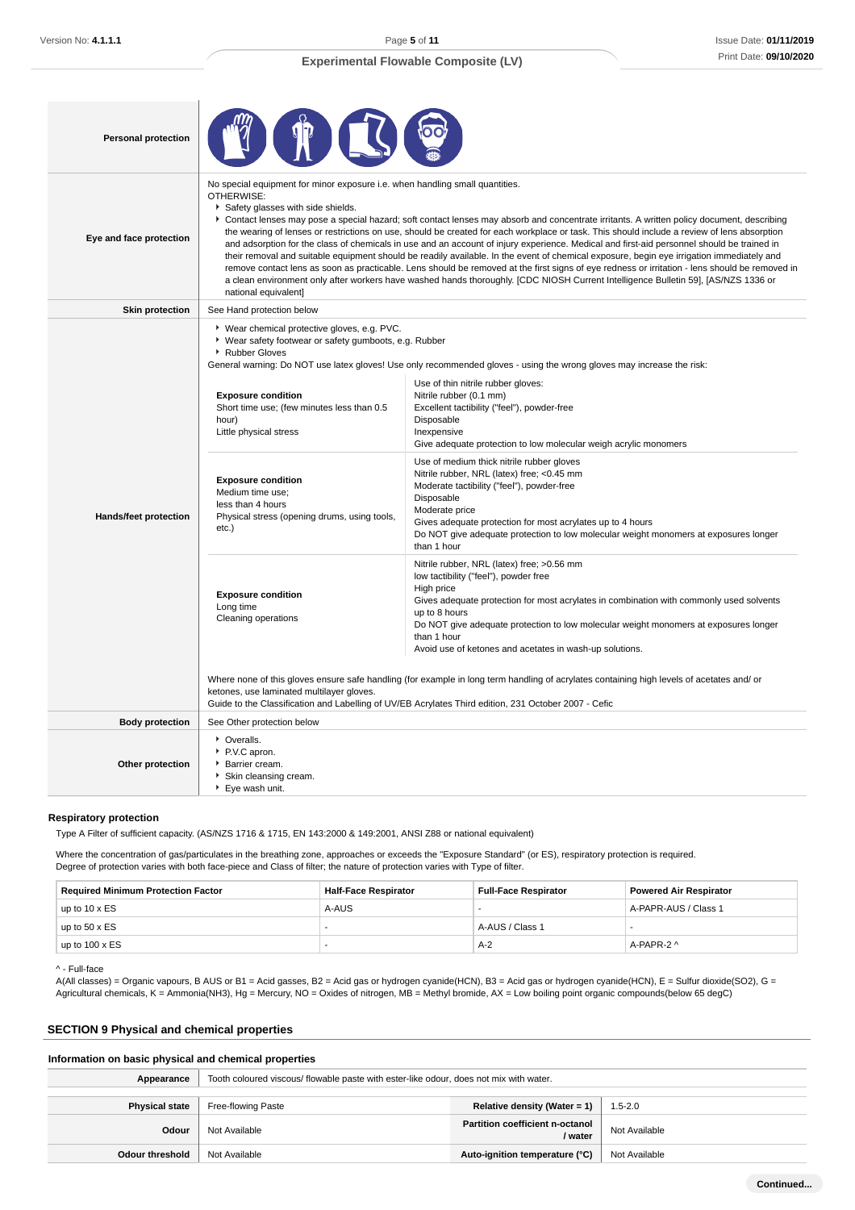| | |
|---|---|
| **Personal protection** | |
| **Eye and face protection** | No special equipment for minor exposure i.e. when handling small quantities.<br>OTHERWISE:<br>▸ Safety glasses with side shields.<br>▸ Contact lenses may pose a special hazard; soft contact lenses may absorb and concentrate irritants. A written policy document, describing the wearing of lenses or restrictions on use, should be created for each workplace or task. This should include a review of lens absorption and adsorption for the class of chemicals in use and an account of injury experience. Medical and first-aid personnel should be trained in their removal and suitable equipment should be readily available. In the event of chemical exposure, begin eye irrigation immediately and remove contact lens as soon as practicable. Lens should be removed at the first signs of eye redness or irritation - lens should be removed in a clean environment only after workers have washed hands thoroughly. [CDC NIOSH Current Intelligence Bulletin 59], [AS/NZS 1336 or national equivalent] |
| **Skin protection** | See Hand protection below |
| **Hands/feet protection** | ▸ Wear chemical protective gloves, e.g. PVC.<br>▸ Wear safety footwear or safety gumboots, e.g. Rubber<br>▸ Rubber Gloves<br>General warning: Do NOT use latex gloves! Use only recommended gloves - using the wrong gloves may increase the risk: (see glove table below)<br>Where none of this gloves ensure safe handling (for example in long term handling of acrylates containing high levels of acetates and/ or ketones, use laminated multilayer gloves.<br>Guide to the Classification and Labelling of UV/EB Acrylates Third edition, 231 October 2007 - Cefic |
| **Body protection** | See Other protection below |
| **Other protection** | ▸ Overalls.<br>▸ P.V.C apron.<br>▸ Barrier cream.<br>▸ Skin cleansing cream.<br>▸ Eye wash unit. |

| Exposure condition | Glove |
|---|---|
| **Exposure condition**<br>Short time use; (few minutes less than 0.5 hour)<br>Little physical stress | Use of thin nitrile rubber gloves:<br>Nitrile rubber (0.1 mm)<br>Excellent tactibility ("feel"), powder-free<br>Disposable<br>Inexpensive<br>Give adequate protection to low molecular weigh acrylic monomers |
| **Exposure condition**<br>Medium time use;<br>less than 4 hours<br>Physical stress (opening drums, using tools, etc.) | Use of medium thick nitrile rubber gloves<br>Nitrile rubber, NRL (latex) free; <0.45 mm<br>Moderate tactibility ("feel"), powder-free<br>Disposable<br>Moderate price<br>Gives adequate protection for most acrylates up to 4 hours<br>Do NOT give adequate protection to low molecular weight monomers at exposures longer than 1 hour |
| **Exposure condition**<br>Long time<br>Cleaning operations | Nitrile rubber, NRL (latex) free; >0.56 mm<br>low tactibility ("feel"), powder free<br>High price<br>Gives adequate protection for most acrylates in combination with commonly used solvents up to 8 hours<br>Do NOT give adequate protection to low molecular weight monomers at exposures longer than 1 hour<br>Avoid use of ketones and acetates in wash-up solutions. |

### Respiratory protection

Type A Filter of sufficient capacity. (AS/NZS 1716 & 1715, EN 143:2000 & 149:2001, ANSI Z88 or national equivalent)

Where the concentration of gas/particulates in the breathing zone, approaches or exceeds the "Exposure Standard" (or ES), respiratory protection is required.
Degree of protection varies with both face-piece and Class of filter; the nature of protection varies with Type of filter.

| Required Minimum Protection Factor | Half-Face Respirator | Full-Face Respirator | Powered Air Respirator |
|---|---|---|---|
| up to 10 x ES | A-AUS | - | A-PAPR-AUS / Class 1 |
| up to 50 x ES | - | A-AUS / Class 1 | - |
| up to 100 x ES | - | A-2 | A-PAPR-2 ^ |

^ - Full-face

A(All classes) = Organic vapours, B AUS or B1 = Acid gasses, B2 = Acid gas or hydrogen cyanide(HCN), B3 = Acid gas or hydrogen cyanide(HCN), E = Sulfur dioxide(SO2), G = Agricultural chemicals, K = Ammonia(NH3), Hg = Mercury, NO = Oxides of nitrogen, MB = Methyl bromide, AX = Low boiling point organic compounds(below 65 degC)

## SECTION 9 Physical and chemical properties

### Information on basic physical and chemical properties

| | | | |
|---|---|---|---|
| **Appearance** | Tooth coloured viscous/ flowable paste with ester-like odour, does not mix with water. | | |
| **Physical state** | Free-flowing Paste | **Relative density (Water = 1)** | 1.5-2.0 |
| **Odour** | Not Available | **Partition coefficient n-octanol / water** | Not Available |
| **Odour threshold** | Not Available | **Auto-ignition temperature (°C)** | Not Available |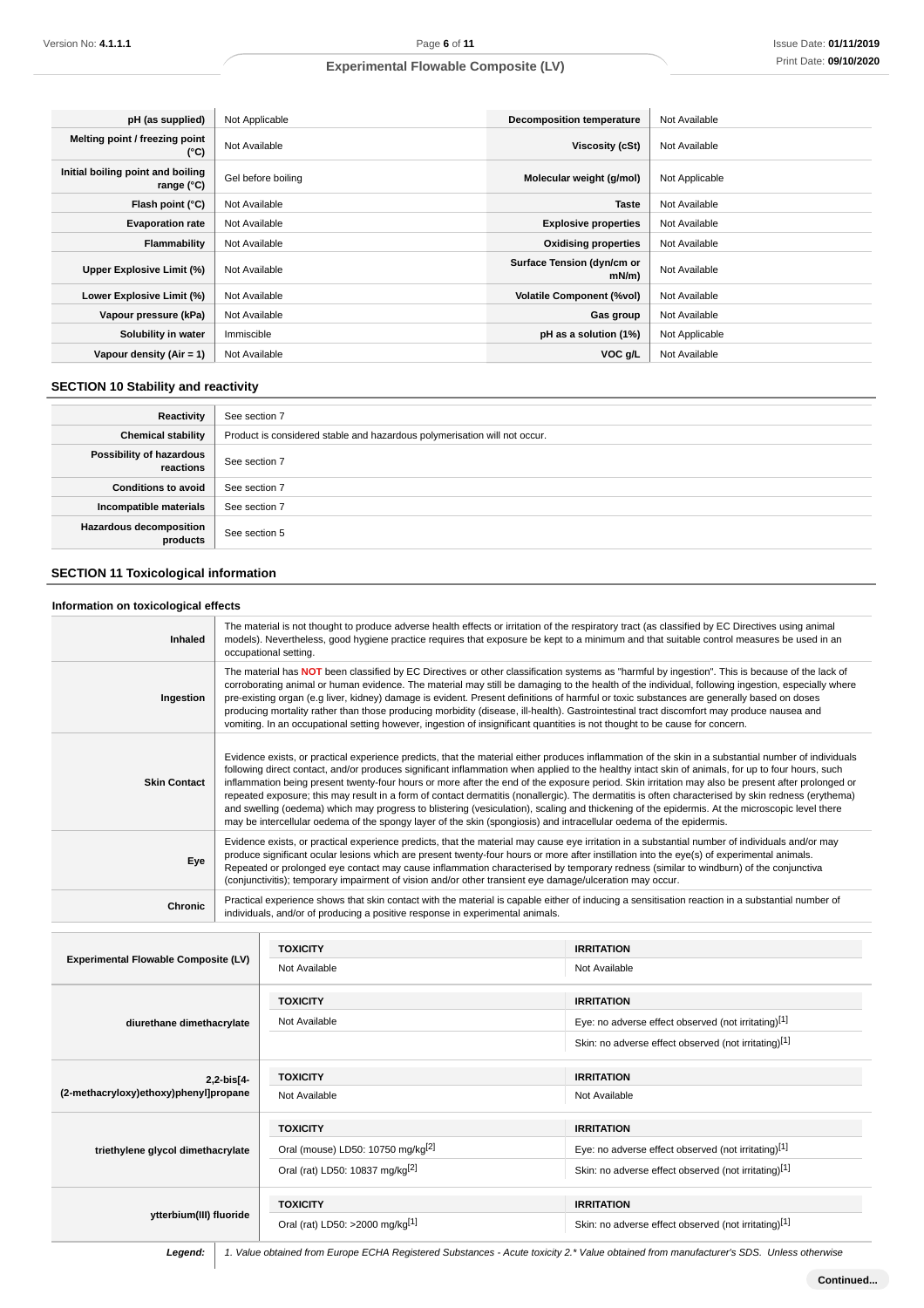| pH (as supplied) | Not Applicable | Decomposition temperature | Not Available |
|---|---|---|---|
| Melting point / freezing point (°C) | Not Available | Viscosity (cSt) | Not Available |
| Initial boiling point and boiling range (°C) | Gel before boiling | Molecular weight (g/mol) | Not Applicable |
| Flash point (°C) | Not Available | Taste | Not Available |
| Evaporation rate | Not Available | Explosive properties | Not Available |
| Flammability | Not Available | Oxidising properties | Not Available |
| Upper Explosive Limit (%) | Not Available | Surface Tension (dyn/cm or mN/m) | Not Available |
| Lower Explosive Limit (%) | Not Available | Volatile Component (%vol) | Not Available |
| Vapour pressure (kPa) | Not Available | Gas group | Not Available |
| Solubility in water | Immiscible | pH as a solution (1%) | Not Applicable |
| Vapour density (Air = 1) | Not Available | VOC g/L | Not Available |

## SECTION 10 Stability and reactivity

| | |
|---|---|
| Reactivity | See section 7 |
| Chemical stability | Product is considered stable and hazardous polymerisation will not occur. |
| Possibility of hazardous reactions | See section 7 |
| Conditions to avoid | See section 7 |
| Incompatible materials | See section 7 |
| Hazardous decomposition products | See section 5 |

## SECTION 11 Toxicological information

### Information on toxicological effects

| | |
|---|---|
| Inhaled | The material is not thought to produce adverse health effects or irritation of the respiratory tract (as classified by EC Directives using animal models). Nevertheless, good hygiene practice requires that exposure be kept to a minimum and that suitable control measures be used in an occupational setting. |
| Ingestion | The material has **NOT** been classified by EC Directives or other classification systems as "harmful by ingestion". This is because of the lack of corroborating animal or human evidence. The material may still be damaging to the health of the individual, following ingestion, especially where pre-existing organ (e.g liver, kidney) damage is evident. Present definitions of harmful or toxic substances are generally based on doses producing mortality rather than those producing morbidity (disease, ill-health). Gastrointestinal tract discomfort may produce nausea and vomiting. In an occupational setting however, ingestion of insignificant quantities is not thought to be cause for concern. |
| Skin Contact | Evidence exists, or practical experience predicts, that the material either produces inflammation of the skin in a substantial number of individuals following direct contact, and/or produces significant inflammation when applied to the healthy intact skin of animals, for up to four hours, such inflammation being present twenty-four hours or more after the end of the exposure period. Skin irritation may also be present after prolonged or repeated exposure; this may result in a form of contact dermatitis (nonallergic). The dermatitis is often characterised by skin redness (erythema) and swelling (oedema) which may progress to blistering (vesiculation), scaling and thickening of the epidermis. At the microscopic level there may be intercellular oedema of the spongy layer of the skin (spongiosis) and intracellular oedema of the epidermis. |
| Eye | Evidence exists, or practical experience predicts, that the material may cause eye irritation in a substantial number of individuals and/or may produce significant ocular lesions which are present twenty-four hours or more after instillation into the eye(s) of experimental animals. Repeated or prolonged eye contact may cause inflammation characterised by temporary redness (similar to windburn) of the conjunctiva (conjunctivitis); temporary impairment of vision and/or other transient eye damage/ulceration may occur. |
| Chronic | Practical experience shows that skin contact with the material is capable either of inducing a sensitisation reaction in a substantial number of individuals, and/or of producing a positive response in experimental animals. |

| | TOXICITY | IRRITATION |
|---|---|---|
| Experimental Flowable Composite (LV) | Not Available | Not Available |
| diurethane dimethacrylate | **TOXICITY** | **IRRITATION** |
| | Not Available | Eye: no adverse effect observed (not irritating)[1] |
| | | Skin: no adverse effect observed (not irritating)[1] |
| 2,2-bis[4-(2-methacryloxy)ethoxy)phenyl]propane | **TOXICITY** | **IRRITATION** |
| | Not Available | Not Available |
| triethylene glycol dimethacrylate | **TOXICITY** | **IRRITATION** |
| | Oral (mouse) LD50: 10750 mg/kg[2] | Eye: no adverse effect observed (not irritating)[1] |
| | Oral (rat) LD50: 10837 mg/kg[2] | Skin: no adverse effect observed (not irritating)[1] |
| ytterbium(III) fluoride | **TOXICITY** | **IRRITATION** |
| | Oral (rat) LD50: >2000 mg/kg[1] | Skin: no adverse effect observed (not irritating)[1] |

**Legend:** 1. Value obtained from Europe ECHA Registered Substances - Acute toxicity 2.* Value obtained from manufacturer's SDS. Unless otherwise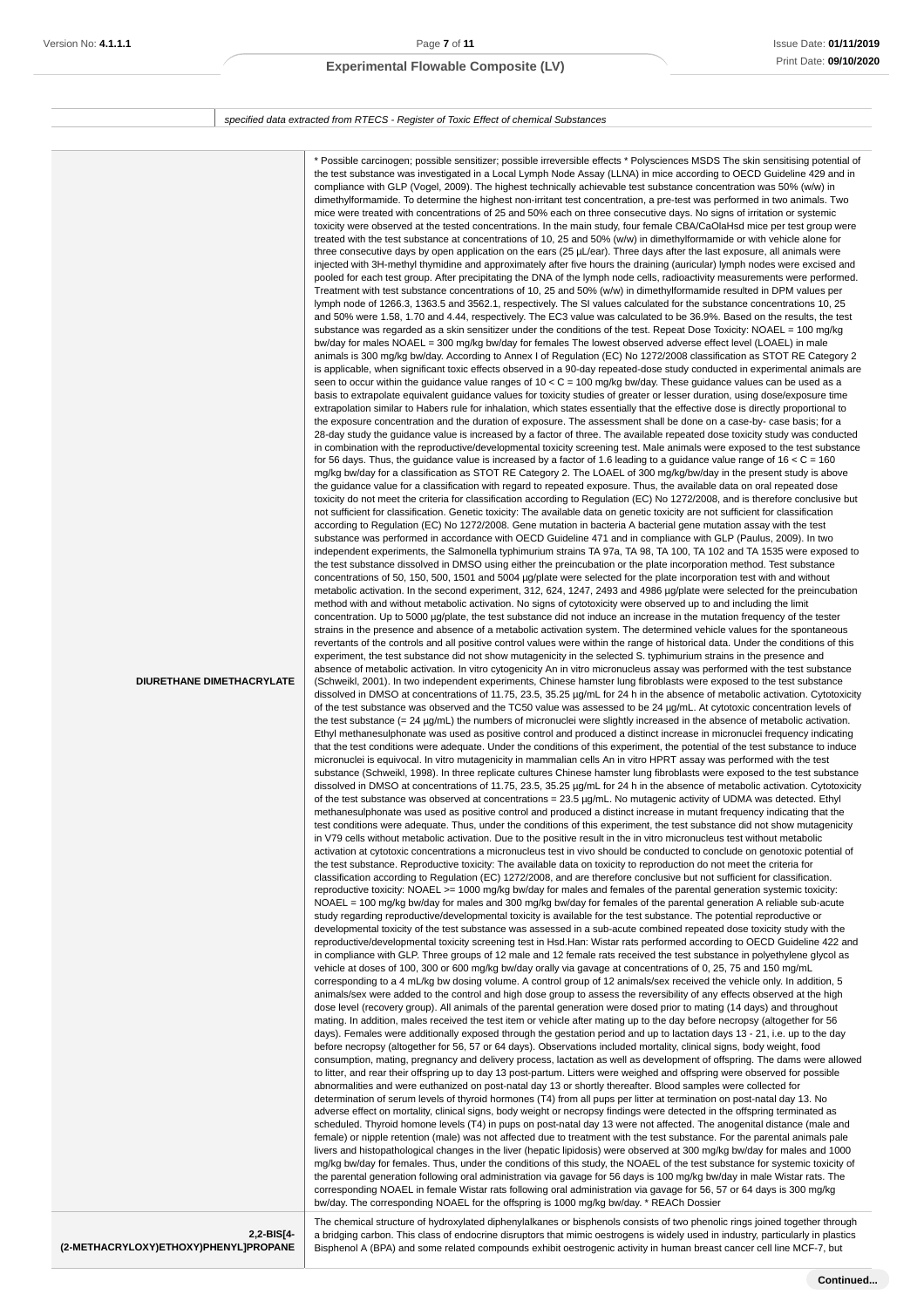| | specified data extracted from RTECS - Register of Toxic Effect of chemical Substances |
|---|---|

| | |
|---|---|
| **DIURETHANE DIMETHACRYLATE** | * Possible carcinogen; possible sensitizer; possible irreversible effects * Polysciences MSDS The skin sensitising potential of the test substance was investigated in a Local Lymph Node Assay (LLNA) in mice according to OECD Guideline 429 and in compliance with GLP (Vogel, 2009). The highest technically achievable test substance concentration was 50% (w/w) in dimethylformamide. To determine the highest non-irritant test concentration, a pre-test was performed in two animals. Two mice were treated with concentrations of 25 and 50% each on three consecutive days. No signs of irritation or systemic toxicity were observed at the tested concentrations. In the main study, four female CBA/CaOlaHsd mice per test group were treated with the test substance at concentrations of 10, 25 and 50% (w/w) in dimethylformamide or with vehicle alone for three consecutive days by open application on the ears (25 µL/ear). Three days after the last exposure, all animals were injected with 3H-methyl thymidine and approximately after five hours the draining (auricular) lymph nodes were excised and pooled for each test group. After precipitating the DNA of the lymph node cells, radioactivity measurements were performed. Treatment with test substance concentrations of 10, 25 and 50% (w/w) in dimethylformamide resulted in DPM values per lymph node of 1266.3, 1363.5 and 3562.1, respectively. The SI values calculated for the substance concentrations 10, 25 and 50% were 1.58, 1.70 and 4.44, respectively. The EC3 value was calculated to be 36.9%. Based on the results, the test substance was regarded as a skin sensitizer under the conditions of the test. Repeat Dose Toxicity: NOAEL = 100 mg/kg bw/day for males NOAEL = 300 mg/kg bw/day for females The lowest observed adverse effect level (LOAEL) in male animals is 300 mg/kg bw/day. According to Annex I of Regulation (EC) No 1272/2008 classification as STOT RE Category 2 is applicable, when significant toxic effects observed in a 90-day repeated-dose study conducted in experimental animals are seen to occur within the guidance value ranges of 10 < C = 100 mg/kg bw/day. These guidance values can be used as a basis to extrapolate equivalent guidance values for toxicity studies of greater or lesser duration, using dose/exposure time extrapolation similar to Habers rule for inhalation, which states essentially that the effective dose is directly proportional to the exposure concentration and the duration of exposure. The assessment shall be done on a case-by- case basis; for a 28-day study the guidance value is increased by a factor of three. The available repeated dose toxicity study was conducted in combination with the reproductive/developmental toxicity screening test. Male animals were exposed to the test substance for 56 days. Thus, the guidance value is increased by a factor of 1.6 leading to a guidance value range of 16 < C = 160 mg/kg bw/day for a classification as STOT RE Category 2. The LOAEL of 300 mg/kg/bw/day in the present study is above the guidance value for a classification with regard to repeated exposure. Thus, the available data on oral repeated dose toxicity do not meet the criteria for classification according to Regulation (EC) No 1272/2008, and is therefore conclusive but not sufficient for classification. Genetic toxicity: The available data on genetic toxicity are not sufficient for classification according to Regulation (EC) No 1272/2008. Gene mutation in bacteria A bacterial gene mutation assay with the test substance was performed in accordance with OECD Guideline 471 and in compliance with GLP (Paulus, 2009). In two independent experiments, the Salmonella typhimurium strains TA 97a, TA 98, TA 100, TA 102 and TA 1535 were exposed to the test substance dissolved in DMSO using either the preincubation or the plate incorporation method. Test substance concentrations of 50, 150, 500, 1501 and 5004 µg/plate were selected for the plate incorporation test with and without metabolic activation. In the second experiment, 312, 624, 1247, 2493 and 4986 µg/plate were selected for the preincubation method with and without metabolic activation. No signs of cytotoxicity were observed up to and including the limit concentration. Up to 5000 µg/plate, the test substance did not induce an increase in the mutation frequency of the tester strains in the presence and absence of a metabolic activation system. The determined vehicle values for the spontaneous revertants of the controls and all positive control values were within the range of historical data. Under the conditions of this experiment, the test substance did not show mutagenicity in the selected S. typhimurium strains in the presence and absence of metabolic activation. In vitro cytogenicity An in vitro micronucleus assay was performed with the test substance (Schweikl, 2001). In two independent experiments, Chinese hamster lung fibroblasts were exposed to the test substance dissolved in DMSO at concentrations of 11.75, 23.5, 35.25 µg/mL for 24 h in the absence of metabolic activation. Cytotoxicity of the test substance was observed and the TC50 value was assessed to be 24 µg/mL. At cytotoxic concentration levels of the test substance (= 24 µg/mL) the numbers of micronuclei were slightly increased in the absence of metabolic activation. Ethyl methanesulphonate was used as positive control and produced a distinct increase in micronuclei frequency indicating that the test conditions were adequate. Under the conditions of this experiment, the potential of the test substance to induce micronuclei is equivocal. In vitro mutagenicity in mammalian cells An in vitro HPRT assay was performed with the test substance (Schweikl, 1998). In three replicate cultures Chinese hamster lung fibroblasts were exposed to the test substance dissolved in DMSO at concentrations of 11.75, 23.5, 35.25 µg/mL for 24 h in the absence of metabolic activation. Cytotoxicity of the test substance was observed at concentrations = 23.5 µg/mL. No mutagenic activity of UDMA was detected. Ethyl methanesulphonate was used as positive control and produced a distinct increase in mutant frequency indicating that the test conditions were adequate. Thus, under the conditions of this experiment, the test substance did not show mutagenicity in V79 cells without metabolic activation. Due to the positive result in the in vitro micronucleus test without metabolic activation at cytotoxic concentrations a micronucleus test in vivo should be conducted to conclude on genotoxic potential of the test substance. Reproductive toxicity: The available data on toxicity to reproduction do not meet the criteria for classification according to Regulation (EC) 1272/2008, and are therefore conclusive but not sufficient for classification. reproductive toxicity: NOAEL >= 1000 mg/kg bw/day for males and females of the parental generation systemic toxicity: NOAEL = 100 mg/kg bw/day for males and 300 mg/kg bw/day for females of the parental generation A reliable sub-acute study regarding reproductive/developmental toxicity is available for the test substance. The potential reproductive or developmental toxicity of the test substance was assessed in a sub-acute combined repeated dose toxicity study with the reproductive/developmental toxicity screening test in Hsd.Han: Wistar rats performed according to OECD Guideline 422 and in compliance with GLP. Three groups of 12 male and 12 female rats received the test substance in polyethylene glycol as vehicle at doses of 100, 300 or 600 mg/kg bw/day orally via gavage at concentrations of 0, 25, 75 and 150 mg/mL corresponding to a 4 mL/kg bw dosing volume. A control group of 12 animals/sex received the vehicle only. In addition, 5 animals/sex were added to the control and high dose group to assess the reversibility of any effects observed at the high dose level (recovery group). All animals of the parental generation were dosed prior to mating (14 days) and throughout mating. In addition, males received the test item or vehicle after mating up to the day before necropsy (altogether for 56 days). Females were additionally exposed through the gestation period and up to lactation days 13 - 21, i.e. up to the day before necropsy (altogether for 56, 57 or 64 days). Observations included mortality, clinical signs, body weight, food consumption, mating, pregnancy and delivery process, lactation as well as development of offspring. The dams were allowed to litter, and rear their offspring up to day 13 post-partum. Litters were weighed and offspring were observed for possible abnormalities and were euthanized on post-natal day 13 or shortly thereafter. Blood samples were collected for determination of serum levels of thyroid hormones (T4) from all pups per litter at termination on post-natal day 13. No adverse effect on mortality, clinical signs, body weight or necropsy findings were detected in the offspring terminated as scheduled. Thyroid homone levels (T4) in pups on post-natal day 13 were not affected. The anogenital distance (male and female) or nipple retention (male) was not affected due to treatment with the test substance. For the parental animals pale livers and histopathological changes in the liver (hepatic lipidosis) were observed at 300 mg/kg bw/day for males and 1000 mg/kg bw/day for females. Thus, under the conditions of this study, the NOAEL of the test substance for systemic toxicity of the parental generation following oral administration via gavage for 56 days is 100 mg/kg bw/day in male Wistar rats. The corresponding NOAEL in female Wistar rats following oral administration via gavage for 56, 57 or 64 days is 300 mg/kg bw/day. The corresponding NOAEL for the offspring is 1000 mg/kg bw/day. * REACh Dossier |
| **2,2-BIS[4-(2-METHACRYLOXY)ETHOXY)PHENYL]PROPANE** | The chemical structure of hydroxylated diphenylalkanes or bisphenols consists of two phenolic rings joined together through a bridging carbon. This class of endocrine disruptors that mimic oestrogens is widely used in industry, particularly in plastics Bisphenol A (BPA) and some related compounds exhibit oestrogenic activity in human breast cancer cell line MCF-7, but |

Continued...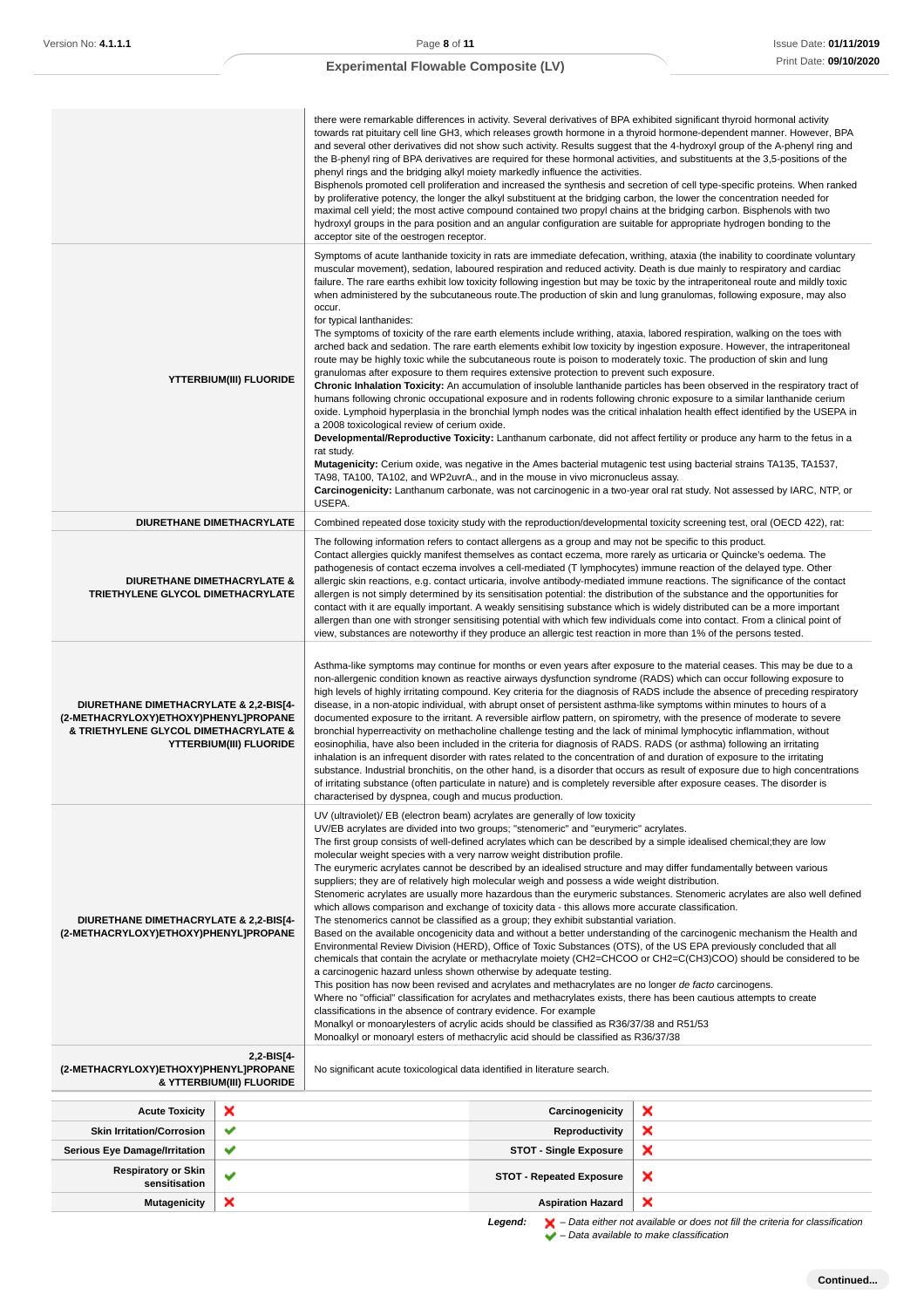| | |
|---|---|
| | there were remarkable differences in activity. Several derivatives of BPA exhibited significant thyroid hormonal activity towards rat pituitary cell line GH3, which releases growth hormone in a thyroid hormone-dependent manner. However, BPA and several other derivatives did not show such activity. Results suggest that the 4-hydroxyl group of the A-phenyl ring and the B-phenyl ring of BPA derivatives are required for these hormonal activities, and substituents at the 3,5-positions of the phenyl rings and the bridging alkyl moiety markedly influence the activities.<br>Bisphenols promoted cell proliferation and increased the synthesis and secretion of cell type-specific proteins. When ranked by proliferative potency, the longer the alkyl substituent at the bridging carbon, the lower the concentration needed for maximal cell yield; the most active compound contained two propyl chains at the bridging carbon. Bisphenols with two hydroxyl groups in the para position and an angular configuration are suitable for appropriate hydrogen bonding to the acceptor site of the oestrogen receptor. |
| **YTTERBIUM(III) FLUORIDE** | Symptoms of acute lanthanide toxicity in rats are immediate defecation, writhing, ataxia (the inability to coordinate voluntary muscular movement), sedation, laboured respiration and reduced activity. Death is due mainly to respiratory and cardiac failure. The rare earths exhibit low toxicity following ingestion but may be toxic by the intraperitoneal route and mildly toxic when administered by the subcutaneous route.The production of skin and lung granulomas, following exposure, may also occur.<br>for typical lanthanides:<br>The symptoms of toxicity of the rare earth elements include writhing, ataxia, labored respiration, walking on the toes with arched back and sedation. The rare earth elements exhibit low toxicity by ingestion exposure. However, the intraperitoneal route may be highly toxic while the subcutaneous route is poison to moderately toxic. The production of skin and lung granulomas after exposure to them requires extensive protection to prevent such exposure.<br>**Chronic Inhalation Toxicity:** An accumulation of insoluble lanthanide particles has been observed in the respiratory tract of humans following chronic occupational exposure and in rodents following chronic exposure to a similar lanthanide cerium oxide. Lymphoid hyperplasia in the bronchial lymph nodes was the critical inhalation health effect identified by the USEPA in a 2008 toxicological review of cerium oxide.<br>**Developmental/Reproductive Toxicity:** Lanthanum carbonate, did not affect fertility or produce any harm to the fetus in a rat study.<br>**Mutagenicity:** Cerium oxide, was negative in the Ames bacterial mutagenic test using bacterial strains TA135, TA1537, TA98, TA100, TA102, and WP2uvrA., and in the mouse in vivo micronucleus assay.<br>**Carcinogenicity:** Lanthanum carbonate, was not carcinogenic in a two-year oral rat study. Not assessed by IARC, NTP, or USEPA. |
| **DIURETHANE DIMETHACRYLATE** | Combined repeated dose toxicity study with the reproduction/developmental toxicity screening test, oral (OECD 422), rat: |
| **DIURETHANE DIMETHACRYLATE & TRIETHYLENE GLYCOL DIMETHACRYLATE** | The following information refers to contact allergens as a group and may not be specific to this product.<br>Contact allergies quickly manifest themselves as contact eczema, more rarely as urticaria or Quincke's oedema. The pathogenesis of contact eczema involves a cell-mediated (T lymphocytes) immune reaction of the delayed type. Other allergic skin reactions, e.g. contact urticaria, involve antibody-mediated immune reactions. The significance of the contact allergen is not simply determined by its sensitisation potential: the distribution of the substance and the opportunities for contact with it are equally important. A weakly sensitising substance which is widely distributed can be a more important allergen than one with stronger sensitising potential with which few individuals come into contact. From a clinical point of view, substances are noteworthy if they produce an allergic test reaction in more than 1% of the persons tested. |
| **DIURETHANE DIMETHACRYLATE & 2,2-BIS[4-(2-METHACRYLOXY)ETHOXY)PHENYL]PROPANE & TRIETHYLENE GLYCOL DIMETHACRYLATE & YTTERBIUM(III) FLUORIDE** | Asthma-like symptoms may continue for months or even years after exposure to the material ceases. This may be due to a non-allergenic condition known as reactive airways dysfunction syndrome (RADS) which can occur following exposure to high levels of highly irritating compound. Key criteria for the diagnosis of RADS include the absence of preceding respiratory disease, in a non-atopic individual, with abrupt onset of persistent asthma-like symptoms within minutes to hours of a documented exposure to the irritant. A reversible airflow pattern, on spirometry, with the presence of moderate to severe bronchial hyperreactivity on methacholine challenge testing and the lack of minimal lymphocytic inflammation, without eosinophilia, have also been included in the criteria for diagnosis of RADS. RADS (or asthma) following an irritating inhalation is an infrequent disorder with rates related to the concentration of and duration of exposure to the irritating substance. Industrial bronchitis, on the other hand, is a disorder that occurs as result of exposure due to high concentrations of irritating substance (often particulate in nature) and is completely reversible after exposure ceases. The disorder is characterised by dyspnea, cough and mucus production. |
| **DIURETHANE DIMETHACRYLATE & 2,2-BIS[4-(2-METHACRYLOXY)ETHOXY)PHENYL]PROPANE** | UV (ultraviolet)/ EB (electron beam) acrylates are generally of low toxicity<br>UV/EB acrylates are divided into two groups; "stenomeric" and "eurymeric" acrylates.<br>The first group consists of well-defined acrylates which can be described by a simple idealised chemical;they are low molecular weight species with a very narrow weight distribution profile.<br>The eurymeric acrylates cannot be described by an idealised structure and may differ fundamentally between various suppliers; they are of relatively high molecular weigh and possess a wide weight distribution.<br>Stenomeric acrylates are usually more hazardous than the eurymeric substances. Stenomeric acrylates are also well defined which allows comparison and exchange of toxicity data - this allows more accurate classification.<br>The stenomerics cannot be classified as a group; they exhibit substantial variation.<br>Based on the available oncogenicity data and without a better understanding of the carcinogenic mechanism the Health and Environmental Review Division (HERD), Office of Toxic Substances (OTS), of the US EPA previously concluded that all chemicals that contain the acrylate or methacrylate moiety (CH2=CHCOO or CH2=C(CH3)COO) should be considered to be a carcinogenic hazard unless shown otherwise by adequate testing.<br>This position has now been revised and acrylates and methacrylates are no longer *de facto* carcinogens.<br>Where no "official" classification for acrylates and methacrylates exists, there has been cautious attempts to create classifications in the absence of contrary evidence. For example<br>Monalkyl or monoarylesters of acrylic acids should be classified as R36/37/38 and R51/53<br>Monoalkyl or monoaryl esters of methacrylic acid should be classified as R36/37/38 |
| **2,2-BIS[4-(2-METHACRYLOXY)ETHOXY)PHENYL]PROPANE & YTTERBIUM(III) FLUORIDE** | No significant acute toxicological data identified in literature search. |

| | | | |
|---|---|---|---|
| **Acute Toxicity** | ❌ | **Carcinogenicity** | ❌ |
| **Skin Irritation/Corrosion** | ✔ | **Reproductivity** | ❌ |
| **Serious Eye Damage/Irritation** | ✔ | **STOT - Single Exposure** | ❌ |
| **Respiratory or Skin sensitisation** | ✔ | **STOT - Repeated Exposure** | ❌ |
| **Mutagenicity** | ❌ | **Aspiration Hazard** | ❌ |

***Legend:*** ❌ *– Data either not available or does not fill the criteria for classification*
✔ *– Data available to make classification*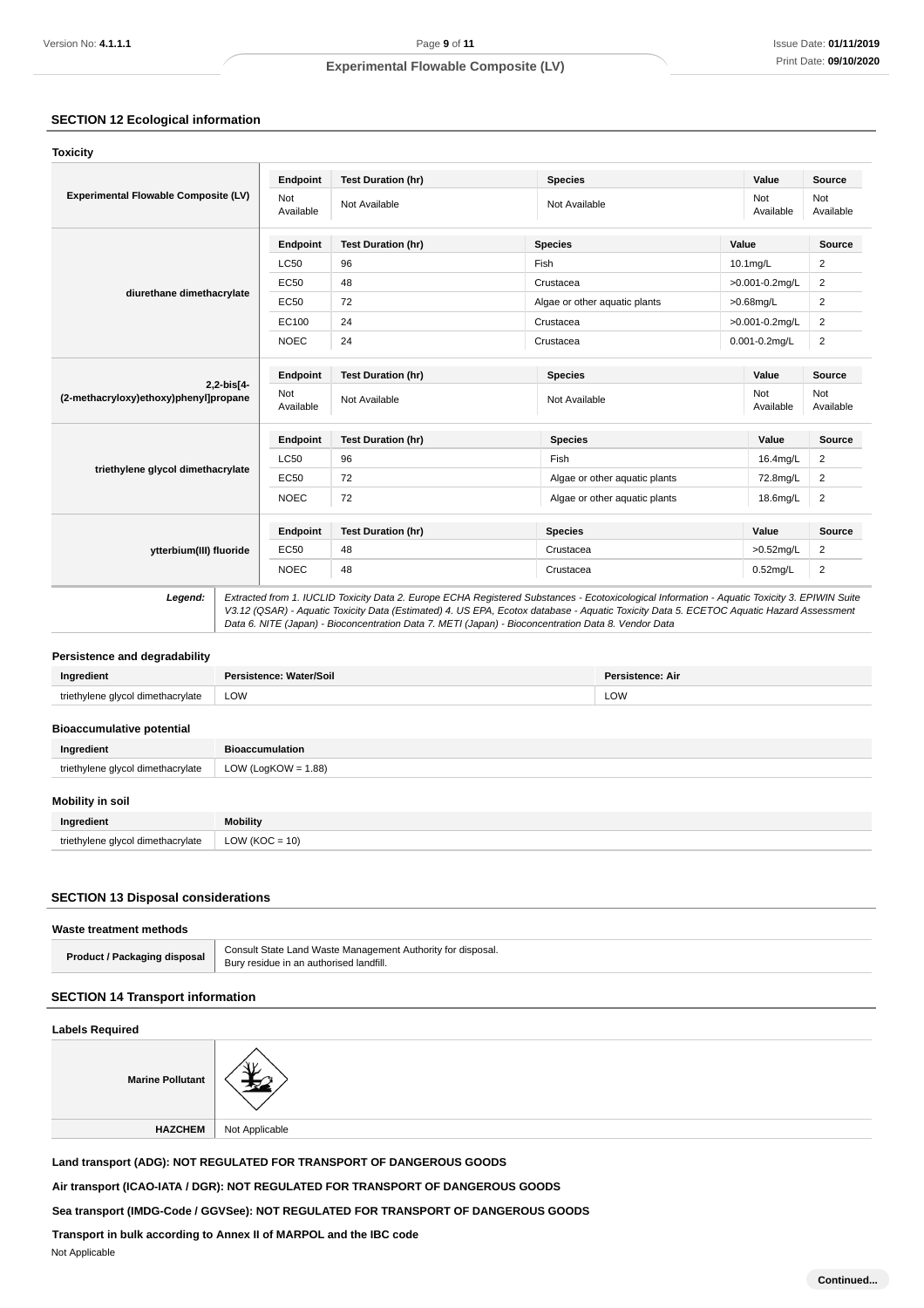## SECTION 12 Ecological information

### Toxicity

| | Endpoint | Test Duration (hr) | Species | Value | Source |
|---|---|---|---|---|---|
| **Experimental Flowable Composite (LV)** | Not Available | Not Available | Not Available | Not Available | Not Available |
| **diurethane dimethacrylate** | LC50 | 96 | Fish | 10.1mg/L | 2 |
| | EC50 | 48 | Crustacea | >0.001-0.2mg/L | 2 |
| | EC50 | 72 | Algae or other aquatic plants | >0.68mg/L | 2 |
| | EC100 | 24 | Crustacea | >0.001-0.2mg/L | 2 |
| | NOEC | 24 | Crustacea | 0.001-0.2mg/L | 2 |
| **2,2-bis[4-(2-methacryloxy)ethoxy)phenyl]propane** | Not Available | Not Available | Not Available | Not Available | Not Available |
| **triethylene glycol dimethacrylate** | LC50 | 96 | Fish | 16.4mg/L | 2 |
| | EC50 | 72 | Algae or other aquatic plants | 72.8mg/L | 2 |
| | NOEC | 72 | Algae or other aquatic plants | 18.6mg/L | 2 |
| **ytterbium(III) fluoride** | EC50 | 48 | Crustacea | >0.52mg/L | 2 |
| | NOEC | 48 | Crustacea | 0.52mg/L | 2 |

***Legend:*** *Extracted from 1. IUCLID Toxicity Data 2. Europe ECHA Registered Substances - Ecotoxicological Information - Aquatic Toxicity 3. EPIWIN Suite V3.12 (QSAR) - Aquatic Toxicity Data (Estimated) 4. US EPA, Ecotox database - Aquatic Toxicity Data 5. ECETOC Aquatic Hazard Assessment Data 6. NITE (Japan) - Bioconcentration Data 7. METI (Japan) - Bioconcentration Data 8. Vendor Data*

### Persistence and degradability

| Ingredient | Persistence: Water/Soil | Persistence: Air |
|---|---|---|
| triethylene glycol dimethacrylate | LOW | LOW |

### Bioaccumulative potential

| Ingredient | Bioaccumulation |
|---|---|
| triethylene glycol dimethacrylate | LOW (LogKOW = 1.88) |

### Mobility in soil

| Ingredient | Mobility |
|---|---|
| triethylene glycol dimethacrylate | LOW (KOC = 10) |

## SECTION 13 Disposal considerations

### Waste treatment methods

| | |
|---|---|
| **Product / Packaging disposal** | Consult State Land Waste Management Authority for disposal.<br>Bury residue in an authorised landfill. |

## SECTION 14 Transport information

### Labels Required

| | |
|---|---|
| **Marine Pollutant** | |
| **HAZCHEM** | Not Applicable |

**Land transport (ADG): NOT REGULATED FOR TRANSPORT OF DANGEROUS GOODS**

**Air transport (ICAO-IATA / DGR): NOT REGULATED FOR TRANSPORT OF DANGEROUS GOODS**

**Sea transport (IMDG-Code / GGVSee): NOT REGULATED FOR TRANSPORT OF DANGEROUS GOODS**

**Transport in bulk according to Annex II of MARPOL and the IBC code**

Not Applicable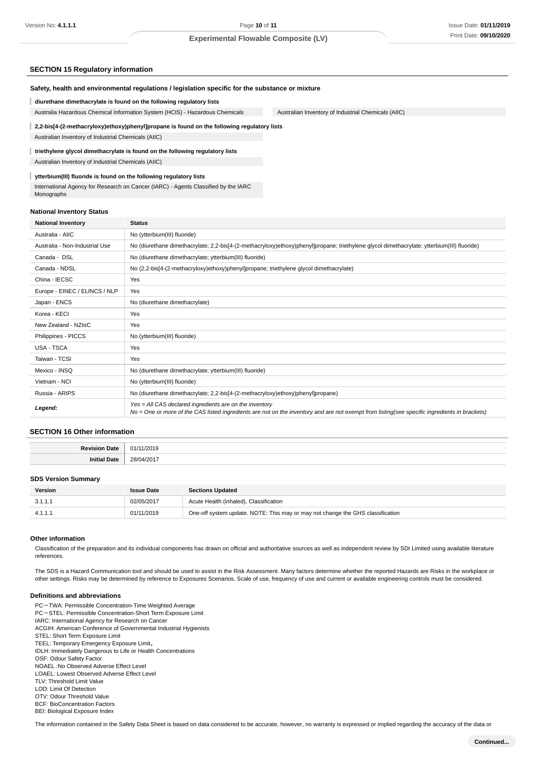## SECTION 15 Regulatory information

### Safety, health and environmental regulations / legislation specific for the substance or mixture

**diurethane dimethacrylate is found on the following regulatory lists**

| | |
|---|---|
| Australia Hazardous Chemical Information System (HCIS) - Hazardous Chemicals | Australian Inventory of Industrial Chemicals (AIIC) |

**2,2-bis[4-(2-methacryloxy)ethoxy)phenyl]propane is found on the following regulatory lists**

Australian Inventory of Industrial Chemicals (AIIC)

**triethylene glycol dimethacrylate is found on the following regulatory lists**

Australian Inventory of Industrial Chemicals (AIIC)

**ytterbium(III) fluoride is found on the following regulatory lists**

International Agency for Research on Cancer (IARC) - Agents Classified by the IARC Monographs

### National Inventory Status

| National Inventory | Status |
|---|---|
| Australia - AIIC | No (ytterbium(III) fluoride) |
| Australia - Non-Industrial Use | No (diurethane dimethacrylate; 2,2-bis[4-(2-methacryloxy)ethoxy)phenyl]propane; triethylene glycol dimethacrylate; ytterbium(III) fluoride) |
| Canada - DSL | No (diurethane dimethacrylate; ytterbium(III) fluoride) |
| Canada - NDSL | No (2,2-bis[4-(2-methacryloxy)ethoxy)phenyl]propane; triethylene glycol dimethacrylate) |
| China - IECSC | Yes |
| Europe - EINEC / ELINCS / NLP | Yes |
| Japan - ENCS | No (diurethane dimethacrylate) |
| Korea - KECI | Yes |
| New Zealand - NZIoC | Yes |
| Philippines - PICCS | No (ytterbium(III) fluoride) |
| USA - TSCA | Yes |
| Taiwan - TCSI | Yes |
| Mexico - INSQ | No (diurethane dimethacrylate; ytterbium(III) fluoride) |
| Vietnam - NCI | No (ytterbium(III) fluoride) |
| Russia - ARIPS | No (diurethane dimethacrylate; 2,2-bis[4-(2-methacryloxy)ethoxy)phenyl]propane) |
| ***Legend:*** | *Yes = All CAS declared ingredients are on the inventory*<br>*No = One or more of the CAS listed ingredients are not on the inventory and are not exempt from listing(see specific ingredients in brackets)* |

## SECTION 16 Other information

| | |
|---|---|
| **Revision Date** | 01/11/2019 |
| **Initial Date** | 28/04/2017 |

### SDS Version Summary

| Version | Issue Date | Sections Updated |
|---|---|---|
| 3.1.1.1 | 02/05/2017 | Acute Health (inhaled), Classification |
| 4.1.1.1 | 01/11/2019 | One-off system update. NOTE: This may or may not change the GHS classification |

### Other information

Classification of the preparation and its individual components has drawn on official and authoritative sources as well as independent review by SDI Limited using available literature references.

The SDS is a Hazard Communication tool and should be used to assist in the Risk Assessment. Many factors determine whether the reported Hazards are Risks in the workplace or other settings. Risks may be determined by reference to Exposures Scenarios. Scale of use, frequency of use and current or available engineering controls must be considered.

### Definitions and abbreviations

PC－TWA: Permissible Concentration-Time Weighted Average
PC－STEL: Permissible Concentration-Short Term Exposure Limit
IARC: International Agency for Research on Cancer
ACGIH: American Conference of Governmental Industrial Hygienists
STEL: Short Term Exposure Limit
TEEL: Temporary Emergency Exposure Limit。
IDLH: Immediately Dangerous to Life or Health Concentrations
OSF: Odour Safety Factor
NOAEL :No Observed Adverse Effect Level
LOAEL: Lowest Observed Adverse Effect Level
TLV: Threshold Limit Value
LOD: Limit Of Detection
OTV: Odour Threshold Value
BCF: BioConcentration Factors
BEI: Biological Exposure Index

The information contained in the Safety Data Sheet is based on data considered to be accurate, however, no warranty is expressed or implied regarding the accuracy of the data or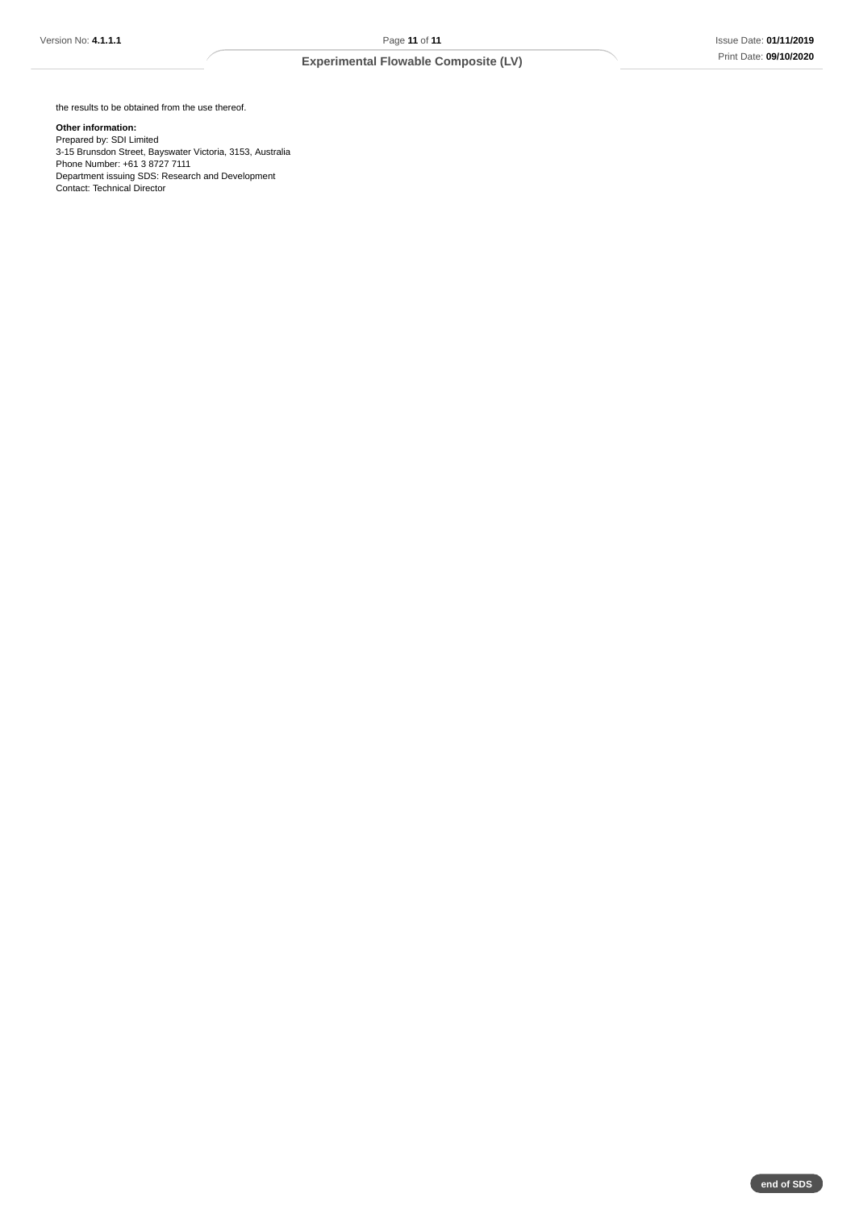the results to be obtained from the use thereof.

**Other information:**
Prepared by: SDI Limited
3-15 Brunsdon Street, Bayswater Victoria, 3153, Australia
Phone Number: +61 3 8727 7111
Department issuing SDS: Research and Development
Contact: Technical Director

**end of SDS**